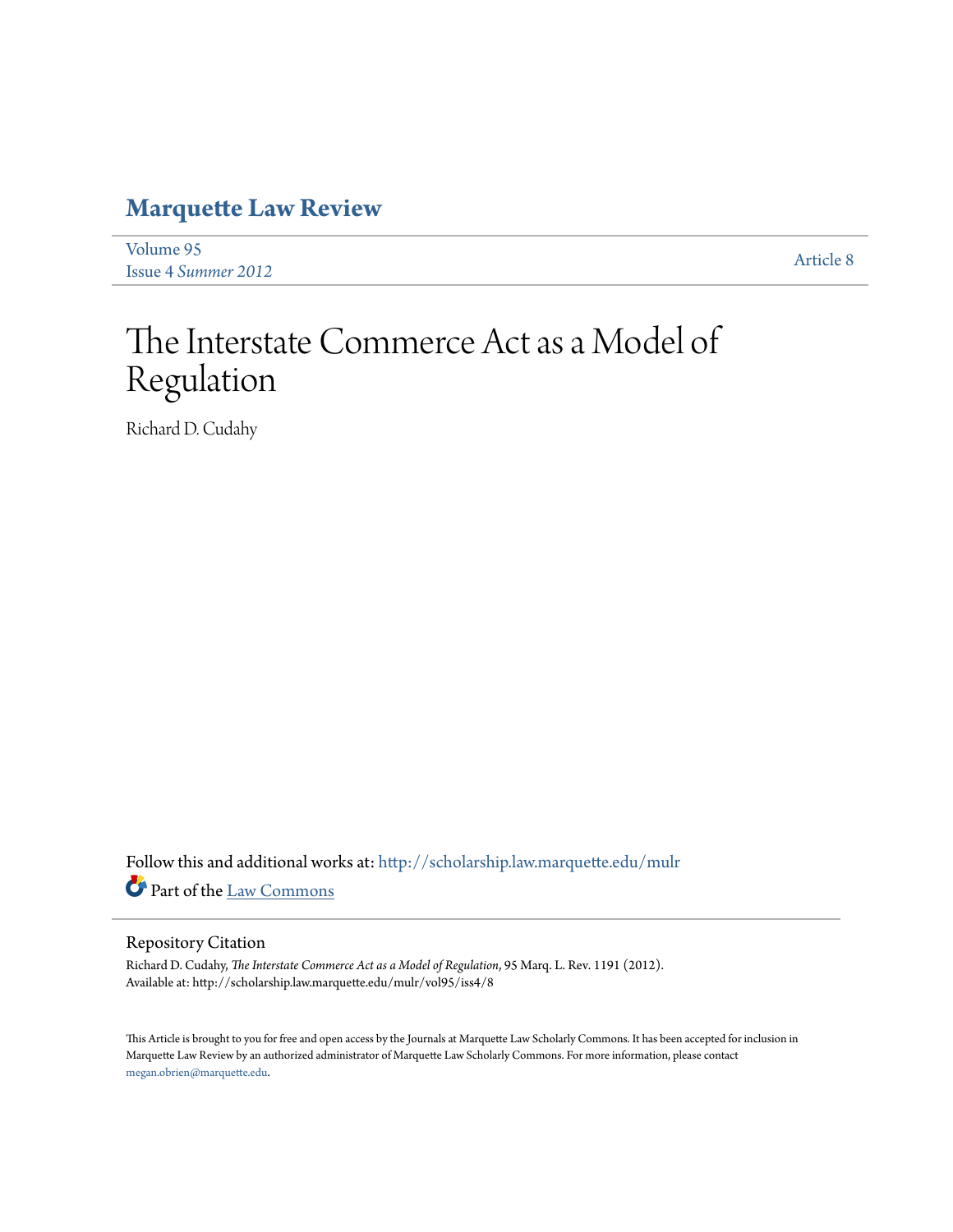# Marquette Law Review

Volume 95
Issue 4 *Summer 2012*

Article 8

# The Interstate Commerce Act as a Model of Regulation

Richard D. Cudahy

Follow this and additional works at: http://scholarship.law.marquette.edu/mulr

Part of the Law Commons

## Repository Citation

Richard D. Cudahy, *The Interstate Commerce Act as a Model of Regulation*, 95 Marq. L. Rev. 1191 (2012).
Available at: http://scholarship.law.marquette.edu/mulr/vol95/iss4/8

This Article is brought to you for free and open access by the Journals at Marquette Law Scholarly Commons. It has been accepted for inclusion in Marquette Law Review by an authorized administrator of Marquette Law Scholarly Commons. For more information, please contact megan.obrien@marquette.edu.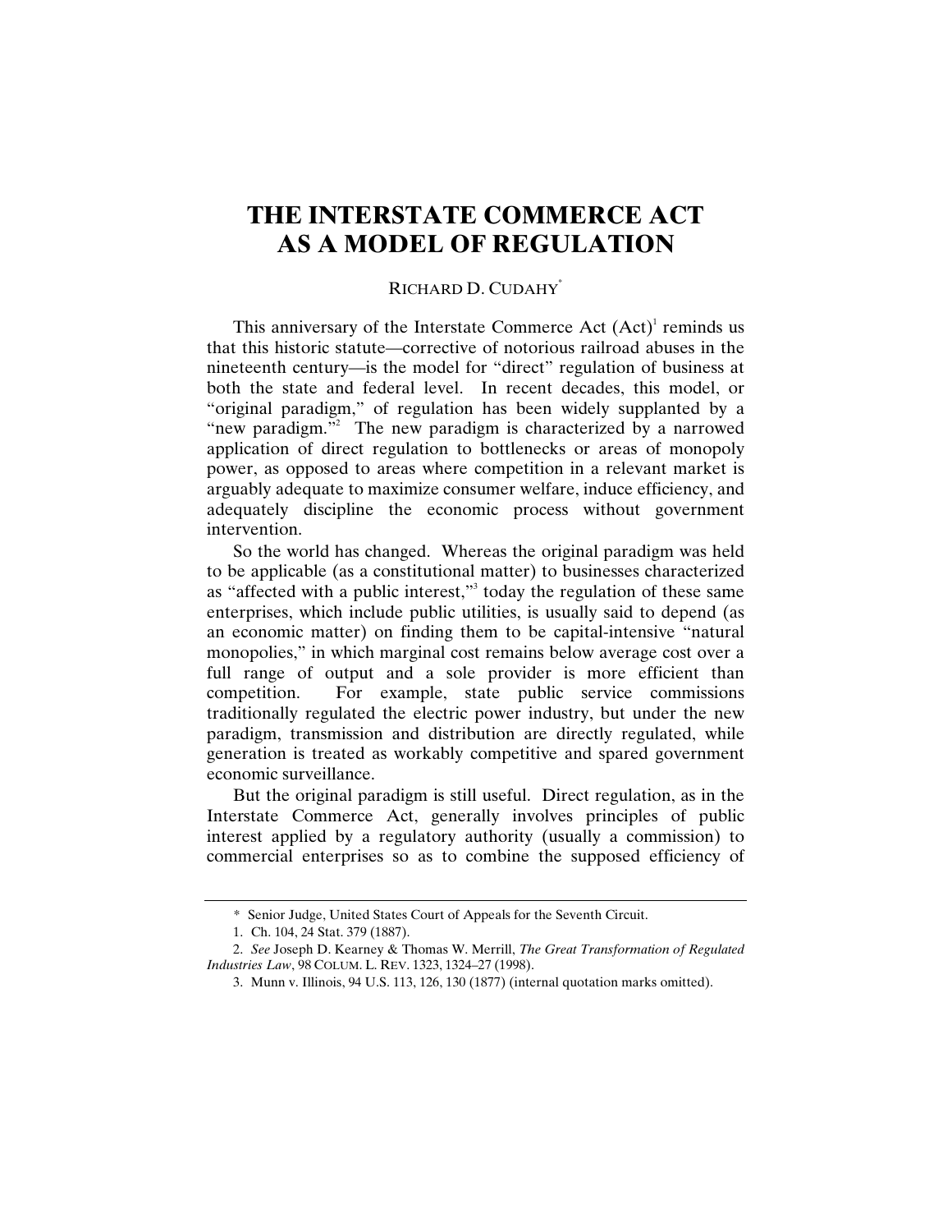# THE INTERSTATE COMMERCE ACT AS A MODEL OF REGULATION

RICHARD D. CUDAHY*

This anniversary of the Interstate Commerce Act (Act)[1] reminds us that this historic statute—corrective of notorious railroad abuses in the nineteenth century—is the model for "direct" regulation of business at both the state and federal level. In recent decades, this model, or "original paradigm," of regulation has been widely supplanted by a "new paradigm."[2] The new paradigm is characterized by a narrowed application of direct regulation to bottlenecks or areas of monopoly power, as opposed to areas where competition in a relevant market is arguably adequate to maximize consumer welfare, induce efficiency, and adequately discipline the economic process without government intervention.

So the world has changed. Whereas the original paradigm was held to be applicable (as a constitutional matter) to businesses characterized as "affected with a public interest,"[3] today the regulation of these same enterprises, which include public utilities, is usually said to depend (as an economic matter) on finding them to be capital-intensive "natural monopolies," in which marginal cost remains below average cost over a full range of output and a sole provider is more efficient than competition. For example, state public service commissions traditionally regulated the electric power industry, but under the new paradigm, transmission and distribution are directly regulated, while generation is treated as workably competitive and spared government economic surveillance.

But the original paradigm is still useful. Direct regulation, as in the Interstate Commerce Act, generally involves principles of public interest applied by a regulatory authority (usually a commission) to commercial enterprises so as to combine the supposed efficiency of

---

\* Senior Judge, United States Court of Appeals for the Seventh Circuit.

1. Ch. 104, 24 Stat. 379 (1887).

2. *See* Joseph D. Kearney & Thomas W. Merrill, *The Great Transformation of Regulated Industries Law*, 98 COLUM. L. REV. 1323, 1324–27 (1998).

3. Munn v. Illinois, 94 U.S. 113, 126, 130 (1877) (internal quotation marks omitted).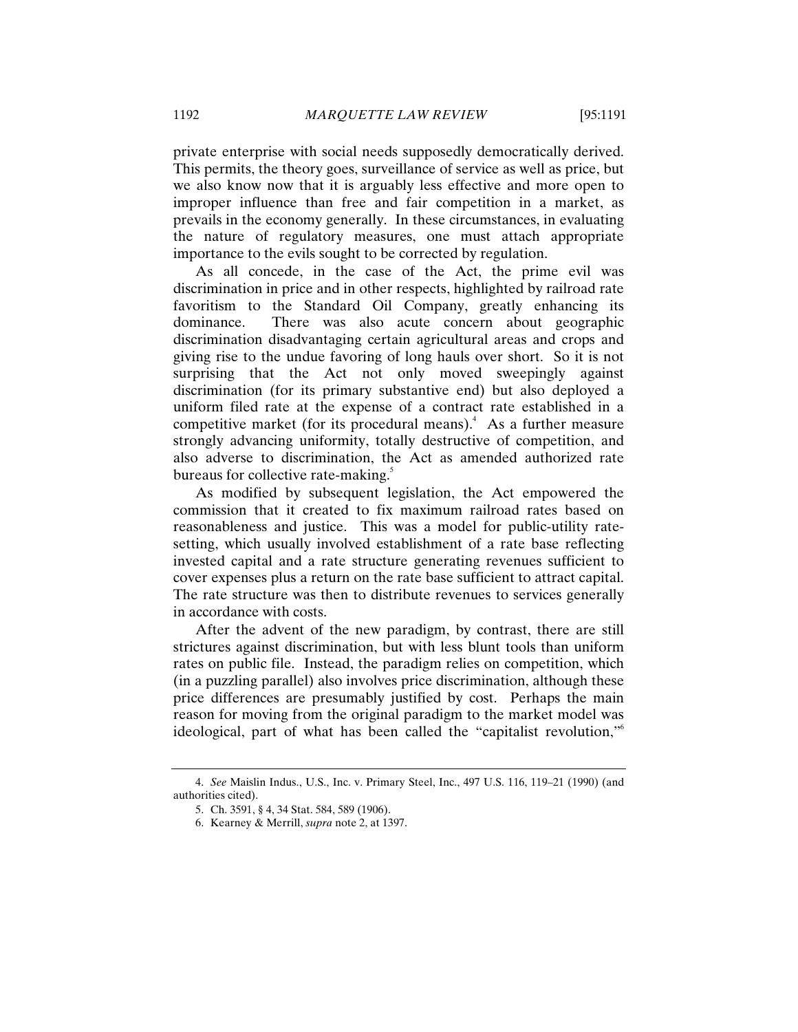private enterprise with social needs supposedly democratically derived. This permits, the theory goes, surveillance of service as well as price, but we also know now that it is arguably less effective and more open to improper influence than free and fair competition in a market, as prevails in the economy generally. In these circumstances, in evaluating the nature of regulatory measures, one must attach appropriate importance to the evils sought to be corrected by regulation.

As all concede, in the case of the Act, the prime evil was discrimination in price and in other respects, highlighted by railroad rate favoritism to the Standard Oil Company, greatly enhancing its dominance. There was also acute concern about geographic discrimination disadvantaging certain agricultural areas and crops and giving rise to the undue favoring of long hauls over short. So it is not surprising that the Act not only moved sweepingly against discrimination (for its primary substantive end) but also deployed a uniform filed rate at the expense of a contract rate established in a competitive market (for its procedural means).[4] As a further measure strongly advancing uniformity, totally destructive of competition, and also adverse to discrimination, the Act as amended authorized rate bureaus for collective rate-making.[5]

As modified by subsequent legislation, the Act empowered the commission that it created to fix maximum railroad rates based on reasonableness and justice. This was a model for public-utility rate-setting, which usually involved establishment of a rate base reflecting invested capital and a rate structure generating revenues sufficient to cover expenses plus a return on the rate base sufficient to attract capital. The rate structure was then to distribute revenues to services generally in accordance with costs.

After the advent of the new paradigm, by contrast, there are still strictures against discrimination, but with less blunt tools than uniform rates on public file. Instead, the paradigm relies on competition, which (in a puzzling parallel) also involves price discrimination, although these price differences are presumably justified by cost. Perhaps the main reason for moving from the original paradigm to the market model was ideological, part of what has been called the "capitalist revolution,"[6]

---

4. *See* Maislin Indus., U.S., Inc. v. Primary Steel, Inc., 497 U.S. 116, 119–21 (1990) (and authorities cited).

5. Ch. 3591, § 4, 34 Stat. 584, 589 (1906).

6. Kearney & Merrill, *supra* note 2, at 1397.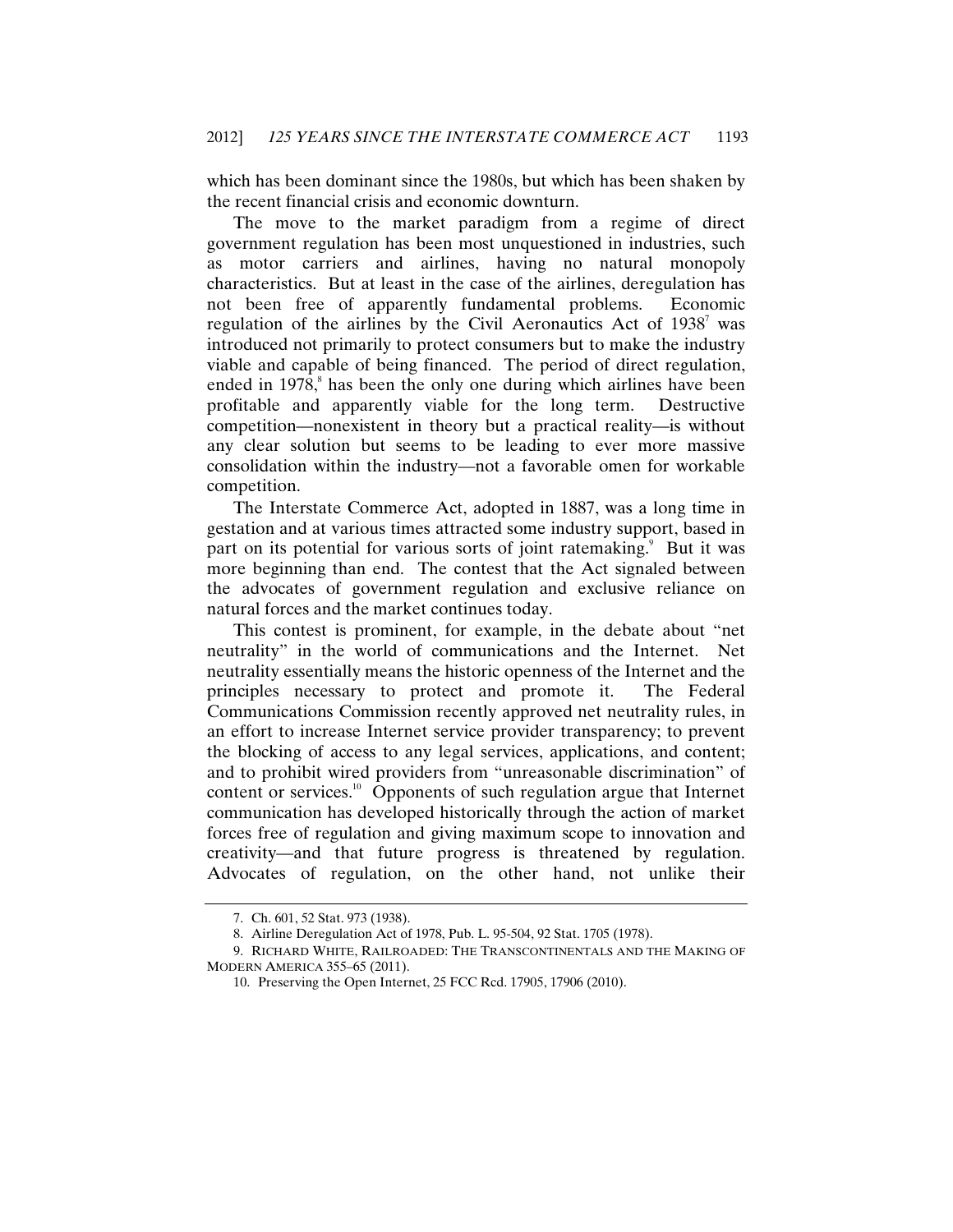which has been dominant since the 1980s, but which has been shaken by the recent financial crisis and economic downturn.

The move to the market paradigm from a regime of direct government regulation has been most unquestioned in industries, such as motor carriers and airlines, having no natural monopoly characteristics. But at least in the case of the airlines, deregulation has not been free of apparently fundamental problems. Economic regulation of the airlines by the Civil Aeronautics Act of 1938[7] was introduced not primarily to protect consumers but to make the industry viable and capable of being financed. The period of direct regulation, ended in 1978,[8] has been the only one during which airlines have been profitable and apparently viable for the long term. Destructive competition—nonexistent in theory but a practical reality—is without any clear solution but seems to be leading to ever more massive consolidation within the industry—not a favorable omen for workable competition.

The Interstate Commerce Act, adopted in 1887, was a long time in gestation and at various times attracted some industry support, based in part on its potential for various sorts of joint ratemaking.[9] But it was more beginning than end. The contest that the Act signaled between the advocates of government regulation and exclusive reliance on natural forces and the market continues today.

This contest is prominent, for example, in the debate about "net neutrality" in the world of communications and the Internet. Net neutrality essentially means the historic openness of the Internet and the principles necessary to protect and promote it. The Federal Communications Commission recently approved net neutrality rules, in an effort to increase Internet service provider transparency; to prevent the blocking of access to any legal services, applications, and content; and to prohibit wired providers from "unreasonable discrimination" of content or services.[10] Opponents of such regulation argue that Internet communication has developed historically through the action of market forces free of regulation and giving maximum scope to innovation and creativity—and that future progress is threatened by regulation. Advocates of regulation, on the other hand, not unlike their

---

7. Ch. 601, 52 Stat. 973 (1938).

8. Airline Deregulation Act of 1978, Pub. L. 95-504, 92 Stat. 1705 (1978).

9. RICHARD WHITE, RAILROADED: THE TRANSCONTINENTALS AND THE MAKING OF MODERN AMERICA 355–65 (2011).

10. Preserving the Open Internet, 25 FCC Rcd. 17905, 17906 (2010).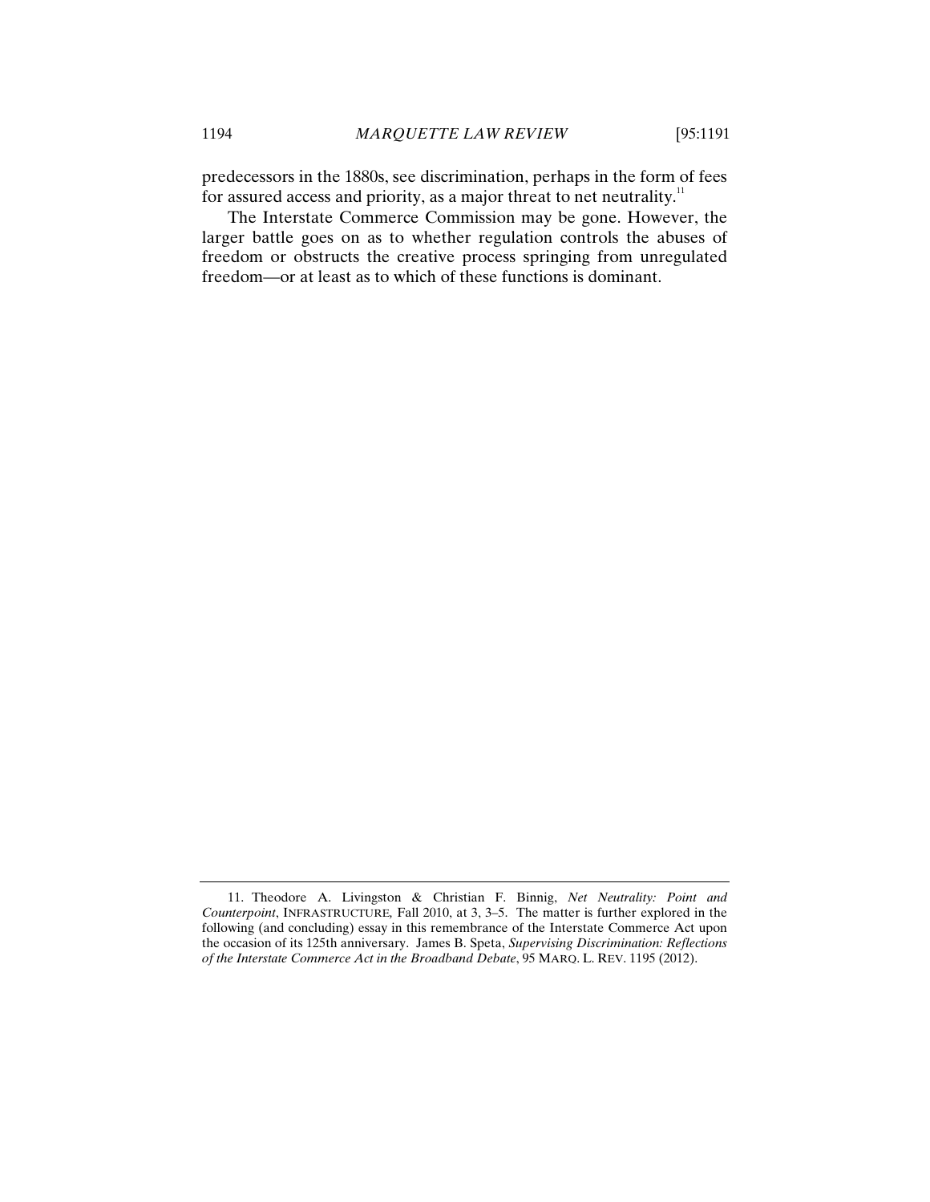predecessors in the 1880s, see discrimination, perhaps in the form of fees for assured access and priority, as a major threat to net neutrality.[11]

The Interstate Commerce Commission may be gone. However, the larger battle goes on as to whether regulation controls the abuses of freedom or obstructs the creative process springing from unregulated freedom—or at least as to which of these functions is dominant.

---

11. Theodore A. Livingston & Christian F. Binnig, *Net Neutrality: Point and Counterpoint*, INFRASTRUCTURE, Fall 2010, at 3, 3–5. The matter is further explored in the following (and concluding) essay in this remembrance of the Interstate Commerce Act upon the occasion of its 125th anniversary. James B. Speta, *Supervising Discrimination: Reflections of the Interstate Commerce Act in the Broadband Debate*, 95 MARQ. L. REV. 1195 (2012).